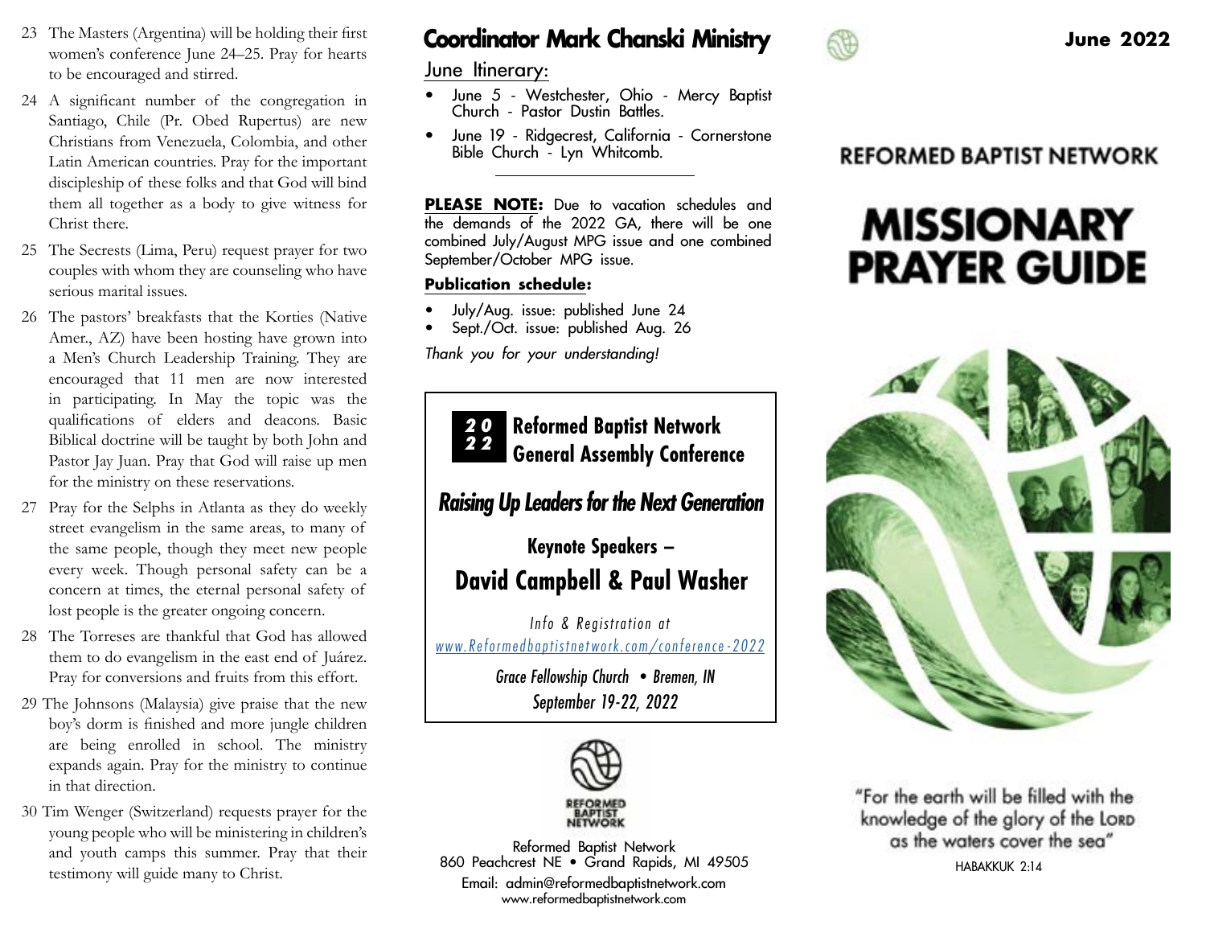23 The Masters (Argentina) will be holding their first women's conference June 24–25. Pray for hearts to be encouraged and stirred.

24 A significant number of the congregation in Santiago, Chile (Pr. Obed Rupertus) are new Christians from Venezuela, Colombia, and other Latin American countries. Pray for the important discipleship of these folks and that God will bind them all together as a body to give witness for Christ there.

25 The Secrests (Lima, Peru) request prayer for two couples with whom they are counseling who have serious marital issues.

26 The pastors' breakfasts that the Korties (Native Amer., AZ) have been hosting have grown into a Men's Church Leadership Training. They are encouraged that 11 men are now interested in participating. In May the topic was the qualifications of elders and deacons. Basic Biblical doctrine will be taught by both John and Pastor Jay Juan. Pray that God will raise up men for the ministry on these reservations.

27 Pray for the Selphs in Atlanta as they do weekly street evangelism in the same areas, to many of the same people, though they meet new people every week. Though personal safety can be a concern at times, the eternal personal safety of lost people is the greater ongoing concern.

28 The Torreses are thankful that God has allowed them to do evangelism in the east end of Juárez. Pray for conversions and fruits from this effort.

29 The Johnsons (Malaysia) give praise that the new boy's dorm is finished and more jungle children are being enrolled in school. The ministry expands again. Pray for the ministry to continue in that direction.

30 Tim Wenger (Switzerland) requests prayer for the young people who will be ministering in children's and youth camps this summer. Pray that their testimony will guide many to Christ.

## Coordinator Mark Chanski Ministry

June Itinerary:

- June 5 - Westchester, Ohio - Mercy Baptist Church - Pastor Dustin Battles.
- June 19 - Ridgecrest, California - Cornerstone Bible Church - Lyn Whitcomb.

**PLEASE NOTE:** Due to vacation schedules and the demands of the 2022 GA, there will be one combined July/August MPG issue and one combined September/October MPG issue.

**Publication schedule:**

- July/Aug. issue: published June 24
- Sept./Oct. issue: published Aug. 26

*Thank you for your understanding!*

**2022 Reformed Baptist Network General Assembly Conference**

***Raising Up Leaders for the Next Generation***

**Keynote Speakers –**

**David Campbell & Paul Washer**

*Info & Registration at*
www.Reformedbaptistnetwork.com/conference-2022

*Grace Fellowship Church • Bremen, IN*
*September 19-22, 2022*

REFORMED BAPTIST NETWORK

Reformed Baptist Network
860 Peachcrest NE • Grand Rapids, MI 49505
Email: admin@reformedbaptistnetwork.com
www.reformedbaptistnetwork.com

**June 2022**

REFORMED BAPTIST NETWORK

# MISSIONARY PRAYER GUIDE

"For the earth will be filled with the knowledge of the glory of the Lord as the waters cover the sea"

HABAKKUK 2:14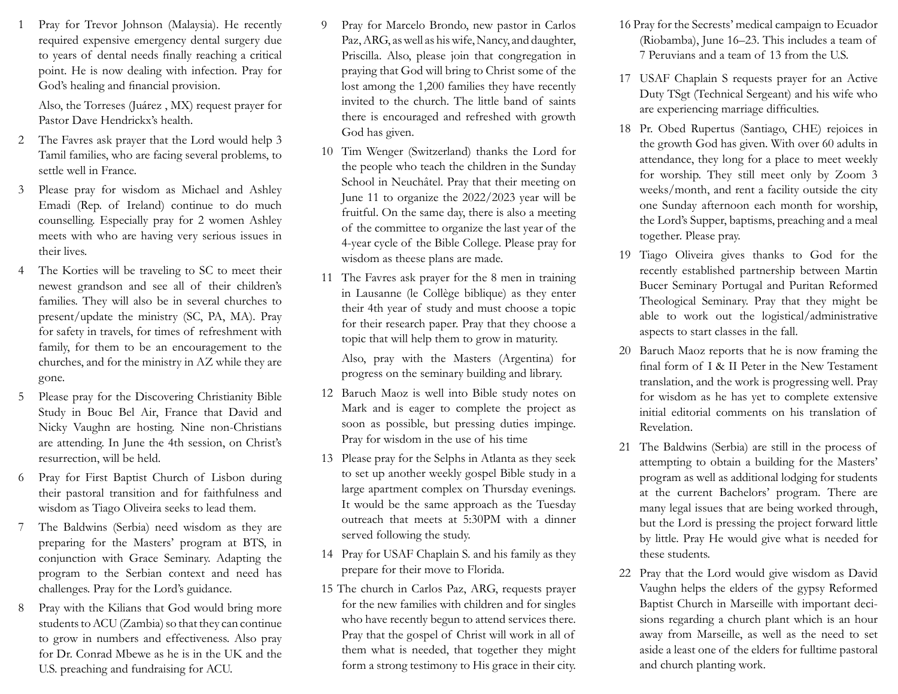1. Pray for Trevor Johnson (Malaysia). He recently required expensive emergency dental surgery due to years of dental needs finally reaching a critical point. He is now dealing with infection. Pray for God's healing and financial provision.

   Also, the Torreses (Juárez , MX) request prayer for Pastor Dave Hendrickx's health.

2. The Favres ask prayer that the Lord would help 3 Tamil families, who are facing several problems, to settle well in France.

3. Please pray for wisdom as Michael and Ashley Emadi (Rep. of Ireland) continue to do much counselling. Especially pray for 2 women Ashley meets with who are having very serious issues in their lives.

4. The Korties will be traveling to SC to meet their newest grandson and see all of their children's families. They will also be in several churches to present/update the ministry (SC, PA, MA). Pray for safety in travels, for times of refreshment with family, for them to be an encouragement to the churches, and for the ministry in AZ while they are gone.

5. Please pray for the Discovering Christianity Bible Study in Bouc Bel Air, France that David and Nicky Vaughn are hosting. Nine non-Christians are attending. In June the 4th session, on Christ's resurrection, will be held.

6. Pray for First Baptist Church of Lisbon during their pastoral transition and for faithfulness and wisdom as Tiago Oliveira seeks to lead them.

7. The Baldwins (Serbia) need wisdom as they are preparing for the Masters' program at BTS, in conjunction with Grace Seminary. Adapting the program to the Serbian context and need has challenges. Pray for the Lord's guidance.

8. Pray with the Kilians that God would bring more students to ACU (Zambia) so that they can continue to grow in numbers and effectiveness. Also pray for Dr. Conrad Mbewe as he is in the UK and the U.S. preaching and fundraising for ACU.

9. Pray for Marcelo Brondo, new pastor in Carlos Paz, ARG, as well as his wife, Nancy, and daughter, Priscilla. Also, please join that congregation in praying that God will bring to Christ some of the lost among the 1,200 families they have recently invited to the church. The little band of saints there is encouraged and refreshed with growth God has given.

10. Tim Wenger (Switzerland) thanks the Lord for the people who teach the children in the Sunday School in Neuchâtel. Pray that their meeting on June 11 to organize the 2022/2023 year will be fruitful. On the same day, there is also a meeting of the committee to organize the last year of the 4-year cycle of the Bible College. Please pray for wisdom as theese plans are made.

11. The Favres ask prayer for the 8 men in training in Lausanne (le Collège biblique) as they enter their 4th year of study and must choose a topic for their research paper. Pray that they choose a topic that will help them to grow in maturity.

    Also, pray with the Masters (Argentina) for progress on the seminary building and library.

12. Baruch Maoz is well into Bible study notes on Mark and is eager to complete the project as soon as possible, but pressing duties impinge. Pray for wisdom in the use of his time

13. Please pray for the Selphs in Atlanta as they seek to set up another weekly gospel Bible study in a large apartment complex on Thursday evenings. It would be the same approach as the Tuesday outreach that meets at 5:30PM with a dinner served following the study.

14. Pray for USAF Chaplain S. and his family as they prepare for their move to Florida.

15. The church in Carlos Paz, ARG, requests prayer for the new families with children and for singles who have recently begun to attend services there. Pray that the gospel of Christ will work in all of them what is needed, that together they might form a strong testimony to His grace in their city.

16. Pray for the Secrests' medical campaign to Ecuador (Riobamba), June 16–23. This includes a team of 7 Peruvians and a team of 13 from the U.S.

17. USAF Chaplain S requests prayer for an Active Duty TSgt (Technical Sergeant) and his wife who are experiencing marriage difficulties.

18. Pr. Obed Rupertus (Santiago, CHE) rejoices in the growth God has given. With over 60 adults in attendance, they long for a place to meet weekly for worship. They still meet only by Zoom 3 weeks/month, and rent a facility outside the city one Sunday afternoon each month for worship, the Lord's Supper, baptisms, preaching and a meal together. Please pray.

19. Tiago Oliveira gives thanks to God for the recently established partnership between Martin Bucer Seminary Portugal and Puritan Reformed Theological Seminary. Pray that they might be able to work out the logistical/administrative aspects to start classes in the fall.

20. Baruch Maoz reports that he is now framing the final form of I & II Peter in the New Testament translation, and the work is progressing well. Pray for wisdom as he has yet to complete extensive initial editorial comments on his translation of Revelation.

21. The Baldwins (Serbia) are still in the process of attempting to obtain a building for the Masters' program as well as additional lodging for students at the current Bachelors' program. There are many legal issues that are being worked through, but the Lord is pressing the project forward little by little. Pray He would give what is needed for these students.

22. Pray that the Lord would give wisdom as David Vaughn helps the elders of the gypsy Reformed Baptist Church in Marseille with important decisions regarding a church plant which is an hour away from Marseille, as well as the need to set aside a least one of the elders for fulltime pastoral and church planting work.